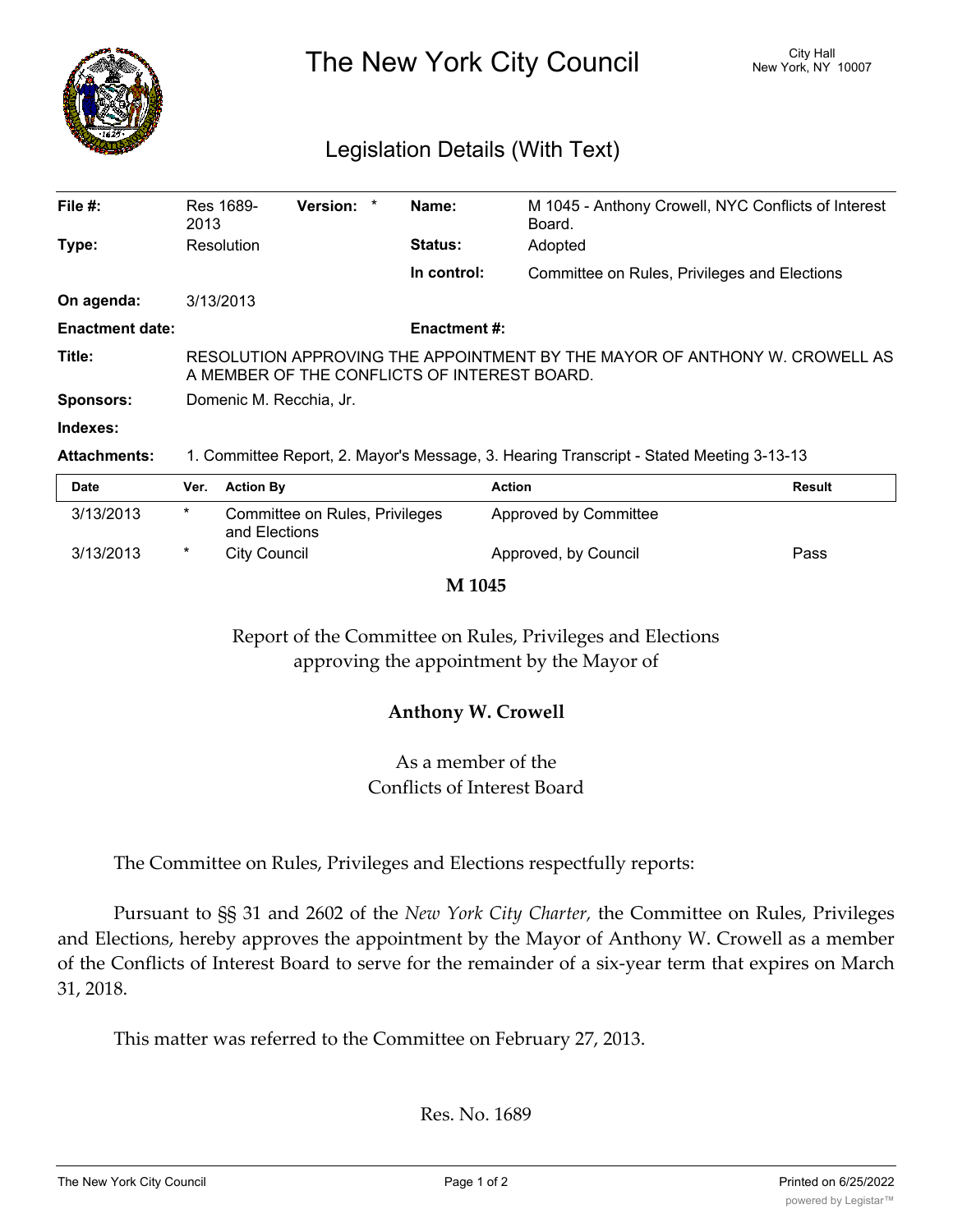# The New York City Council

City Hall
New York, NY 10007

## Legislation Details (With Text)

| | | | | | |
|---|---|---|---|---|---|
| **File #:** | Res 1689-2013 | **Version:** * | | **Name:** | M 1045 - Anthony Crowell, NYC Conflicts of Interest Board. |
| **Type:** | Resolution | | | **Status:** | Adopted |
| | | | | **In control:** | Committee on Rules, Privileges and Elections |
| **On agenda:** | 3/13/2013 | | | | |
| **Enactment date:** | | | | **Enactment #:** | |

**Title:** RESOLUTION APPROVING THE APPOINTMENT BY THE MAYOR OF ANTHONY W. CROWELL AS A MEMBER OF THE CONFLICTS OF INTEREST BOARD.

**Sponsors:** Domenic M. Recchia, Jr.

**Indexes:**

**Attachments:** 1. Committee Report, 2. Mayor's Message, 3. Hearing Transcript - Stated Meeting 3-13-13

| Date | Ver. | Action By | Action | Result |
|---|---|---|---|---|
| 3/13/2013 | * | Committee on Rules, Privileges and Elections | Approved by Committee | |
| 3/13/2013 | * | City Council | Approved, by Council | Pass |

**M 1045**

Report of the Committee on Rules, Privileges and Elections approving the appointment by the Mayor of

**Anthony W. Crowell**

As a member of the Conflicts of Interest Board

The Committee on Rules, Privileges and Elections respectfully reports:

Pursuant to §§ 31 and 2602 of the *New York City Charter,* the Committee on Rules, Privileges and Elections, hereby approves the appointment by the Mayor of Anthony W. Crowell as a member of the Conflicts of Interest Board to serve for the remainder of a six-year term that expires on March 31, 2018.

This matter was referred to the Committee on February 27, 2013.

Res. No. 1689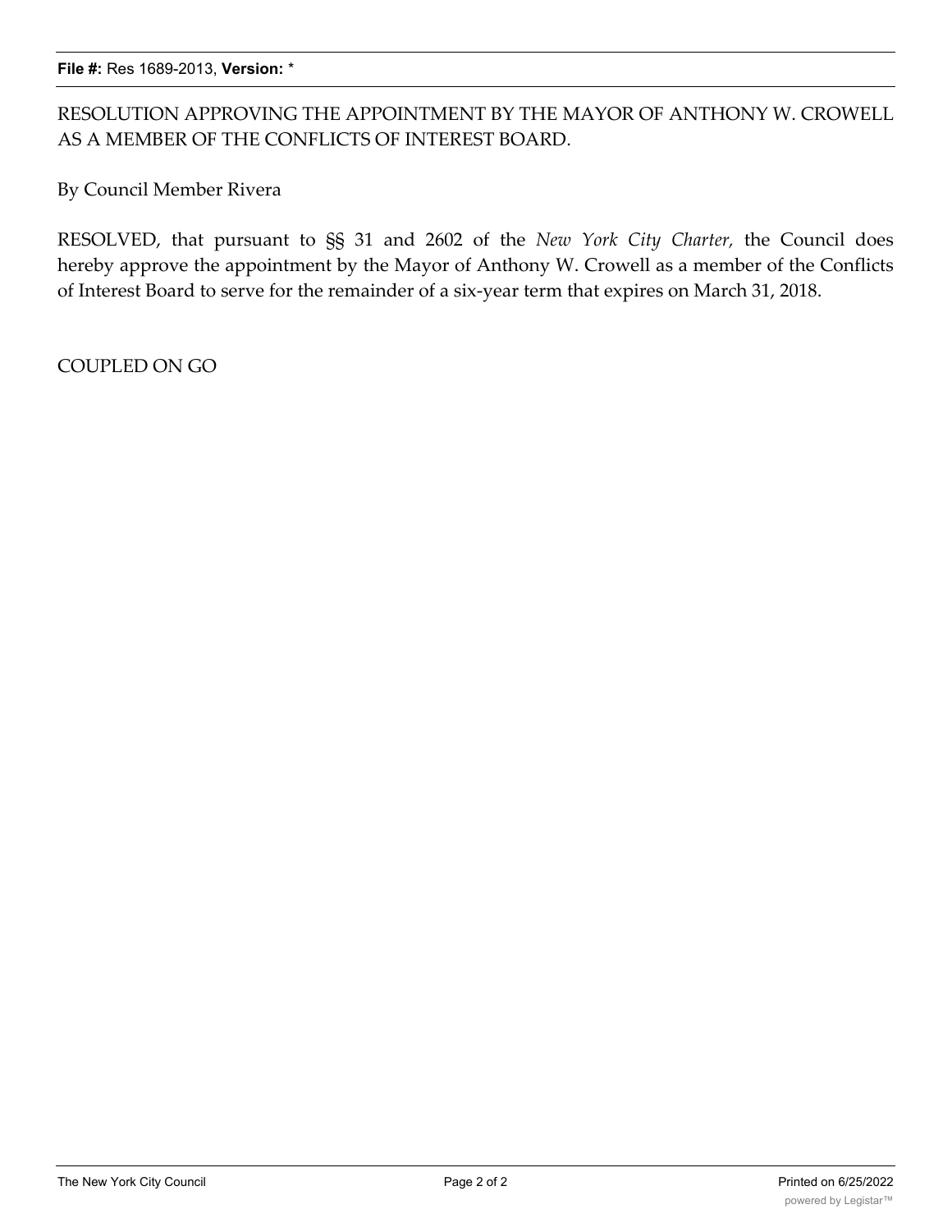RESOLUTION APPROVING THE APPOINTMENT BY THE MAYOR OF ANTHONY W. CROWELL AS A MEMBER OF THE CONFLICTS OF INTEREST BOARD.

By Council Member Rivera

RESOLVED, that pursuant to §§ 31 and 2602 of the *New York City Charter,* the Council does hereby approve the appointment by the Mayor of Anthony W. Crowell as a member of the Conflicts of Interest Board to serve for the remainder of a six-year term that expires on March 31, 2018.

COUPLED ON GO